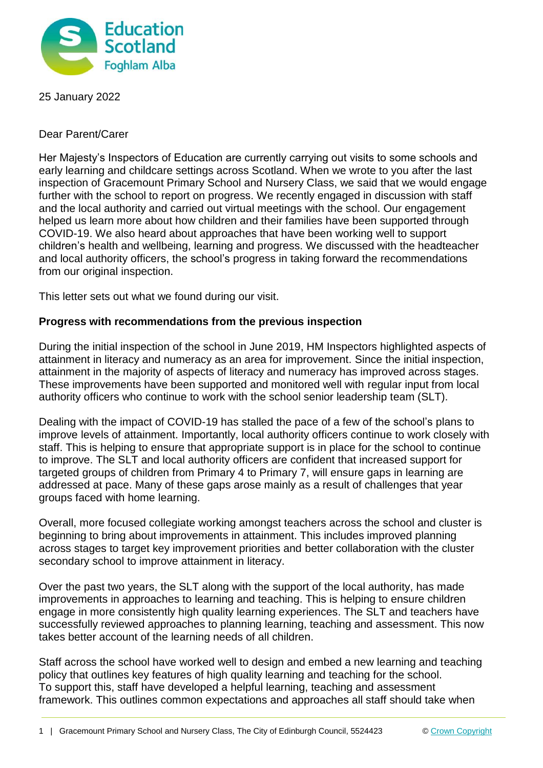25 January 2022

Dear Parent/Carer

Her Majesty's Inspectors of Education are currently carrying out visits to some schools and early learning and childcare settings across Scotland. When we wrote to you after the last inspection of Gracemount Primary School and Nursery Class, we said that we would engage further with the school to report on progress. We recently engaged in discussion with staff and the local authority and carried out virtual meetings with the school. Our engagement helped us learn more about how children and their families have been supported through COVID-19. We also heard about approaches that have been working well to support children's health and wellbeing, learning and progress. We discussed with the headteacher and local authority officers, the school's progress in taking forward the recommendations from our original inspection.

This letter sets out what we found during our visit.

**Progress with recommendations from the previous inspection**

During the initial inspection of the school in June 2019, HM Inspectors highlighted aspects of attainment in literacy and numeracy as an area for improvement. Since the initial inspection, attainment in the majority of aspects of literacy and numeracy has improved across stages. These improvements have been supported and monitored well with regular input from local authority officers who continue to work with the school senior leadership team (SLT).

Dealing with the impact of COVID-19 has stalled the pace of a few of the school's plans to improve levels of attainment. Importantly, local authority officers continue to work closely with staff. This is helping to ensure that appropriate support is in place for the school to continue to improve. The SLT and local authority officers are confident that increased support for targeted groups of children from Primary 4 to Primary 7, will ensure gaps in learning are addressed at pace. Many of these gaps arose mainly as a result of challenges that year groups faced with home learning.

Overall, more focused collegiate working amongst teachers across the school and cluster is beginning to bring about improvements in attainment. This includes improved planning across stages to target key improvement priorities and better collaboration with the cluster secondary school to improve attainment in literacy.

Over the past two years, the SLT along with the support of the local authority, has made improvements in approaches to learning and teaching. This is helping to ensure children engage in more consistently high quality learning experiences. The SLT and teachers have successfully reviewed approaches to planning learning, teaching and assessment. This now takes better account of the learning needs of all children.

Staff across the school have worked well to design and embed a new learning and teaching policy that outlines key features of high quality learning and teaching for the school. To support this, staff have developed a helpful learning, teaching and assessment framework. This outlines common expectations and approaches all staff should take when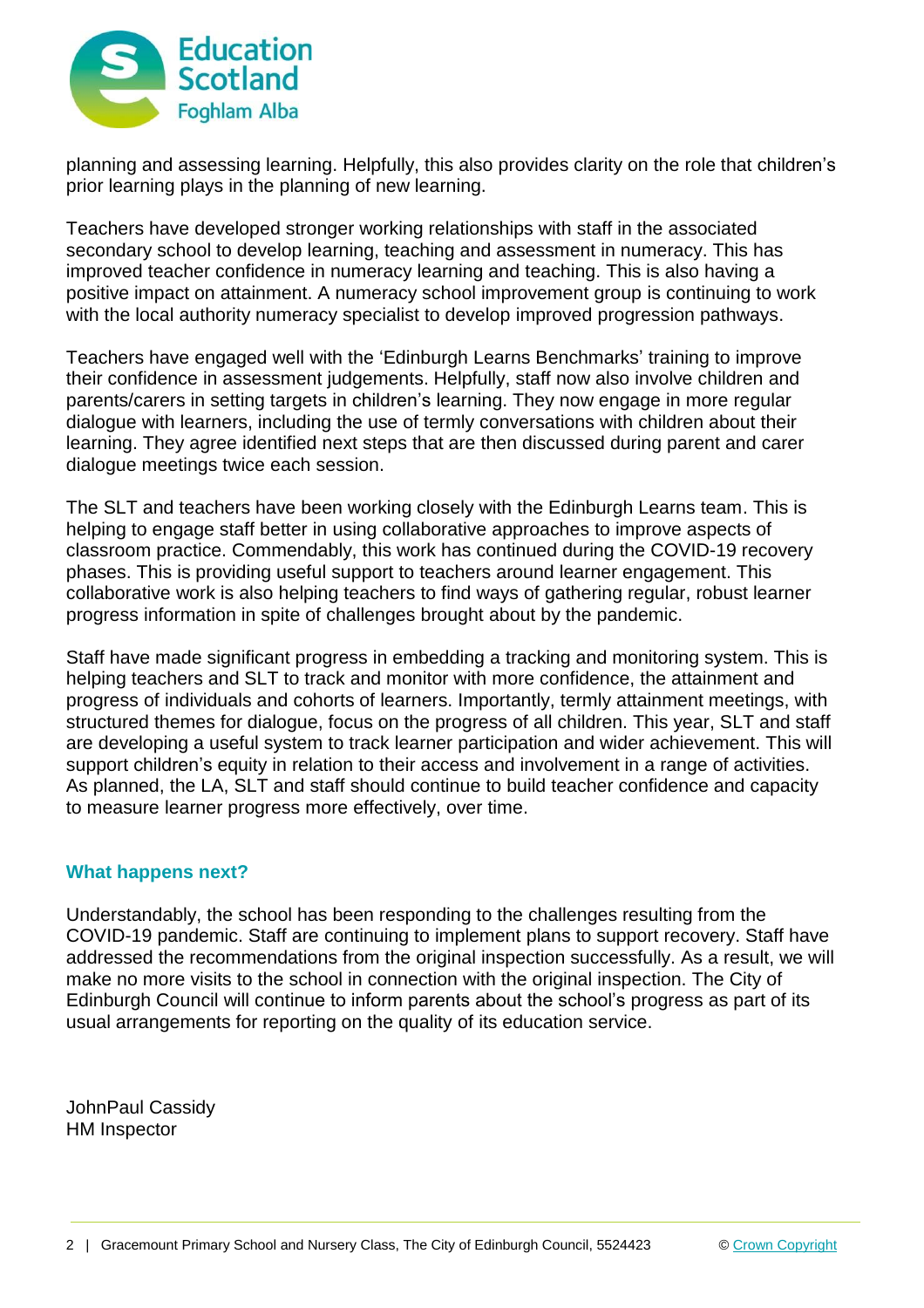planning and assessing learning. Helpfully, this also provides clarity on the role that children's prior learning plays in the planning of new learning.

Teachers have developed stronger working relationships with staff in the associated secondary school to develop learning, teaching and assessment in numeracy. This has improved teacher confidence in numeracy learning and teaching. This is also having a positive impact on attainment. A numeracy school improvement group is continuing to work with the local authority numeracy specialist to develop improved progression pathways.

Teachers have engaged well with the 'Edinburgh Learns Benchmarks' training to improve their confidence in assessment judgements. Helpfully, staff now also involve children and parents/carers in setting targets in children's learning. They now engage in more regular dialogue with learners, including the use of termly conversations with children about their learning. They agree identified next steps that are then discussed during parent and carer dialogue meetings twice each session.

The SLT and teachers have been working closely with the Edinburgh Learns team. This is helping to engage staff better in using collaborative approaches to improve aspects of classroom practice. Commendably, this work has continued during the COVID-19 recovery phases. This is providing useful support to teachers around learner engagement. This collaborative work is also helping teachers to find ways of gathering regular, robust learner progress information in spite of challenges brought about by the pandemic.

Staff have made significant progress in embedding a tracking and monitoring system. This is helping teachers and SLT to track and monitor with more confidence, the attainment and progress of individuals and cohorts of learners. Importantly, termly attainment meetings, with structured themes for dialogue, focus on the progress of all children. This year, SLT and staff are developing a useful system to track learner participation and wider achievement. This will support children's equity in relation to their access and involvement in a range of activities. As planned, the LA, SLT and staff should continue to build teacher confidence and capacity to measure learner progress more effectively, over time.

## What happens next?

Understandably, the school has been responding to the challenges resulting from the COVID-19 pandemic. Staff are continuing to implement plans to support recovery. Staff have addressed the recommendations from the original inspection successfully. As a result, we will make no more visits to the school in connection with the original inspection. The City of Edinburgh Council will continue to inform parents about the school's progress as part of its usual arrangements for reporting on the quality of its education service.

JohnPaul Cassidy
HM Inspector